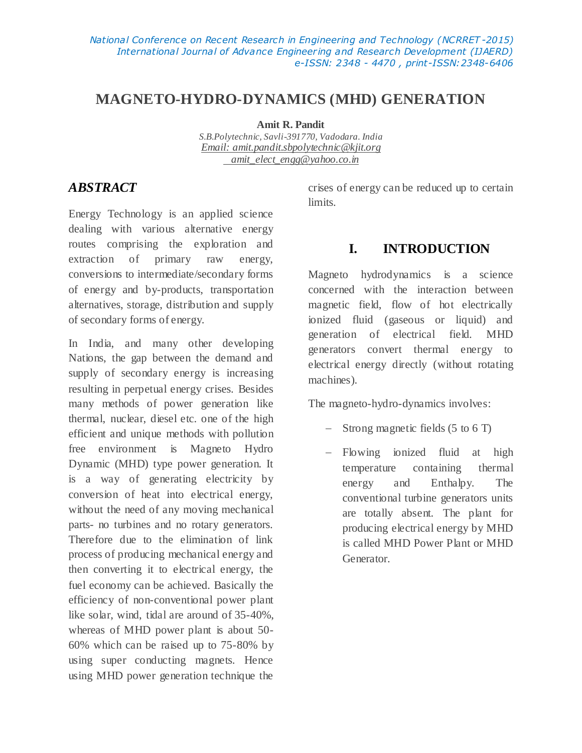# MAGNETO-HYDRO-DYNAMICS (MHD) GENERATION

**Amit R. Pandit**

*S.B.Polytechnic, Savli-391770, Vadodara. India*

*Email: amit.pandit.sbpolytechnic@kjit.org*

*amit_elect_engg@yahoo.co.in*

## *ABSTRACT*

Energy Technology is an applied science dealing with various alternative energy routes comprising the exploration and extraction of primary raw energy, conversions to intermediate/secondary forms of energy and by-products, transportation alternatives, storage, distribution and supply of secondary forms of energy.

In India, and many other developing Nations, the gap between the demand and supply of secondary energy is increasing resulting in perpetual energy crises. Besides many methods of power generation like thermal, nuclear, diesel etc. one of the high efficient and unique methods with pollution free environment is Magneto Hydro Dynamic (MHD) type power generation. It is a way of generating electricity by conversion of heat into electrical energy, without the need of any moving mechanical parts- no turbines and no rotary generators. Therefore due to the elimination of link process of producing mechanical energy and then converting it to electrical energy, the fuel economy can be achieved. Basically the efficiency of non-conventional power plant like solar, wind, tidal are around of 35-40%, whereas of MHD power plant is about 50-60% which can be raised up to 75-80% by using super conducting magnets. Hence using MHD power generation technique the crises of energy can be reduced up to certain limits.

## I. INTRODUCTION

Magneto hydrodynamics is a science concerned with the interaction between magnetic field, flow of hot electrically ionized fluid (gaseous or liquid) and generation of electrical field. MHD generators convert thermal energy to electrical energy directly (without rotating machines).

The magneto-hydro-dynamics involves:

- Strong magnetic fields (5 to 6 T)
- Flowing ionized fluid at high temperature containing thermal energy and Enthalpy. The conventional turbine generators units are totally absent. The plant for producing electrical energy by MHD is called MHD Power Plant or MHD Generator.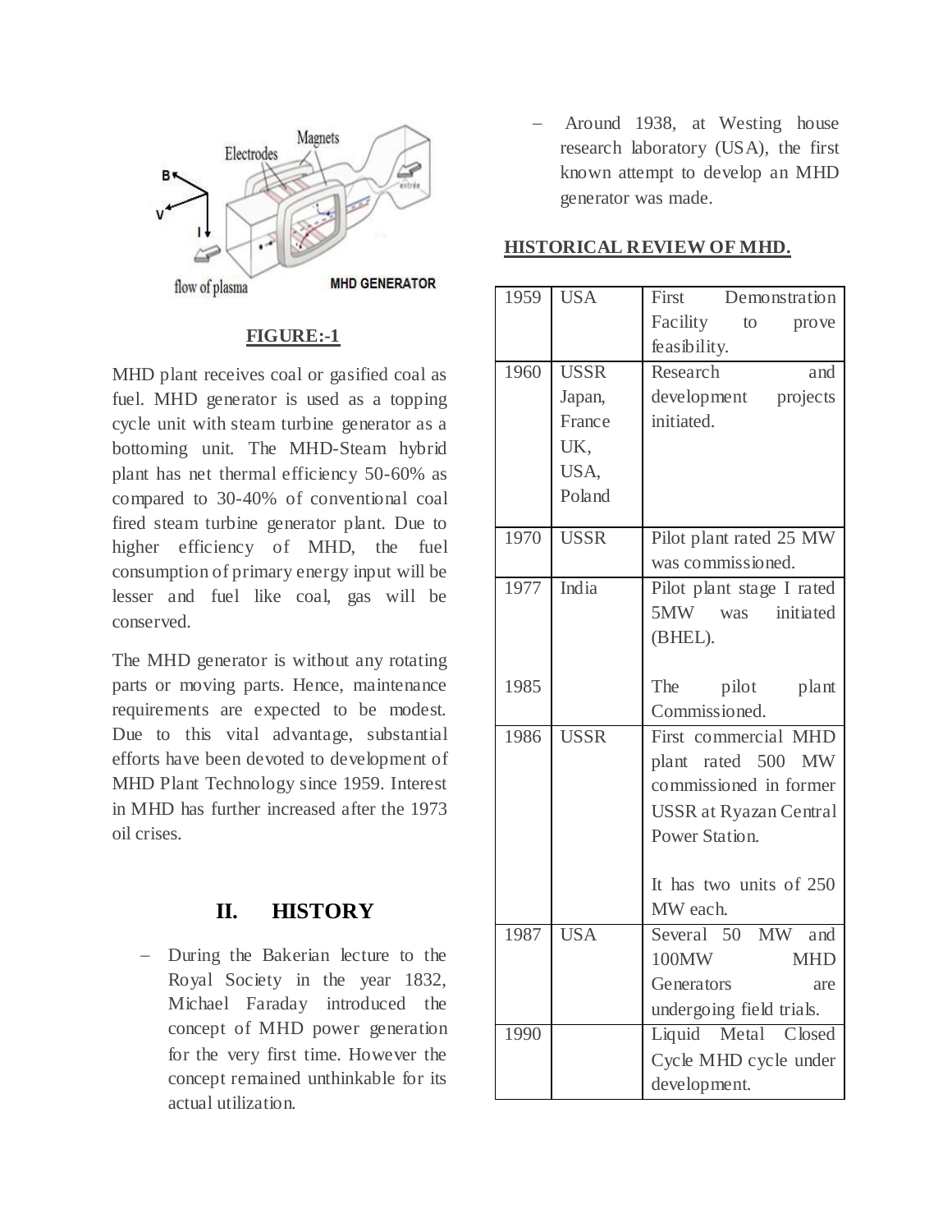FIGURE:-1

MHD plant receives coal or gasified coal as fuel. MHD generator is used as a topping cycle unit with steam turbine generator as a bottoming unit. The MHD-Steam hybrid plant has net thermal efficiency 50-60% as compared to 30-40% of conventional coal fired steam turbine generator plant. Due to higher efficiency of MHD, the fuel consumption of primary energy input will be lesser and fuel like coal, gas will be conserved.

The MHD generator is without any rotating parts or moving parts. Hence, maintenance requirements are expected to be modest. Due to this vital advantage, substantial efforts have been devoted to development of MHD Plant Technology since 1959. Interest in MHD has further increased after the 1973 oil crises.

## II. HISTORY

- During the Bakerian lecture to the Royal Society in the year 1832, Michael Faraday introduced the concept of MHD power generation for the very first time. However the concept remained unthinkable for its actual utilization.
- Around 1938, at Westing house research laboratory (USA), the first known attempt to develop an MHD generator was made.

**HISTORICAL REVIEW OF MHD.**

| | | |
|---|---|---|
| 1959 | USA | First Demonstration Facility to prove feasibility. |
| 1960 | USSR Japan, France UK, USA, Poland | Research and development projects initiated. |
| 1970 | USSR | Pilot plant rated 25 MW was commissioned. |
| 1977<br><br>1985 | India | Pilot plant stage I rated 5MW was initiated (BHEL).<br><br>The pilot plant Commissioned. |
| 1986 | USSR | First commercial MHD plant rated 500 MW commissioned in former USSR at Ryazan Central Power Station.<br><br>It has two units of 250 MW each. |
| 1987 | USA | Several 50 MW and 100MW MHD Generators are undergoing field trials. |
| 1990 | | Liquid Metal Closed Cycle MHD cycle under development. |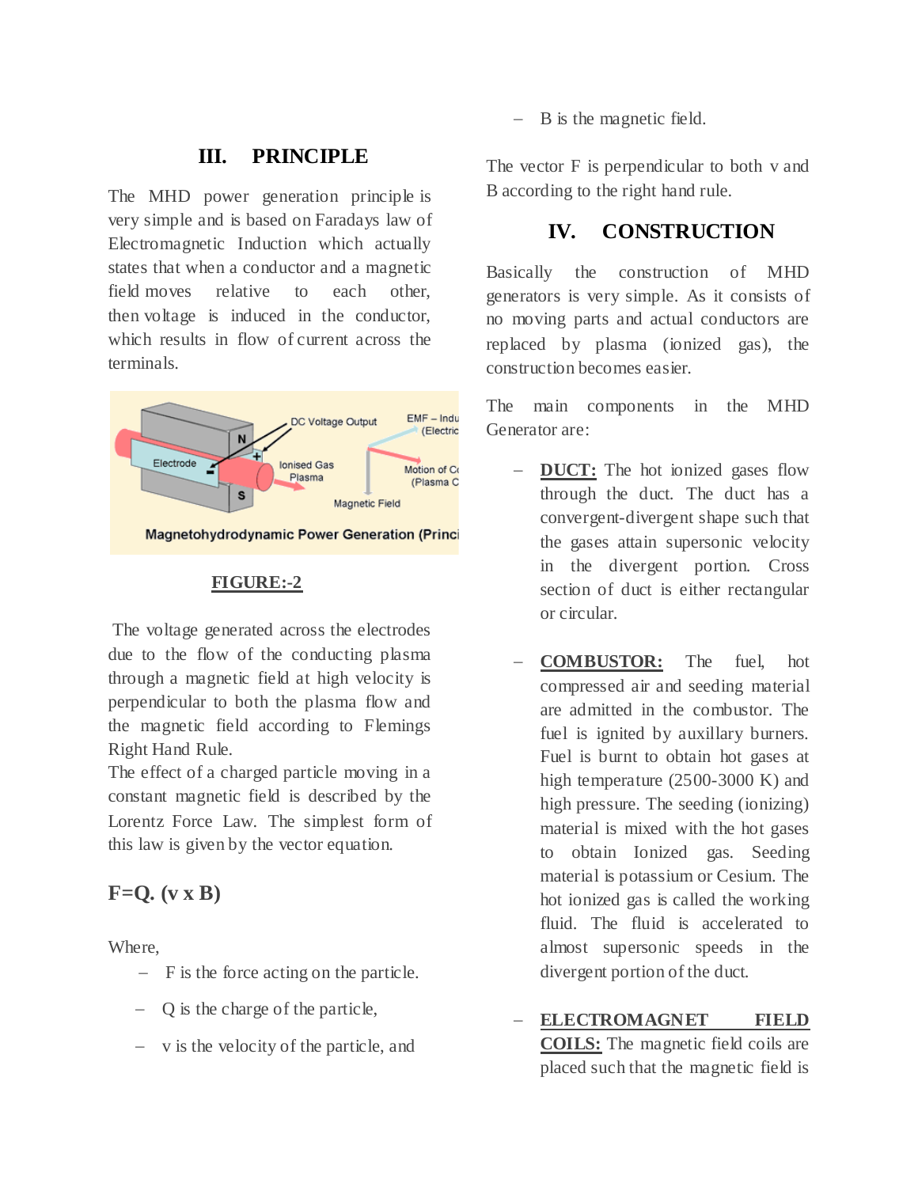## III. PRINCIPLE

The MHD power generation principle is very simple and is based on Faradays law of Electromagnetic Induction which actually states that when a conductor and a magnetic field moves relative to each other, then voltage is induced in the conductor, which results in flow of current across the terminals.

**FIGURE:-2**

The voltage generated across the electrodes due to the flow of the conducting plasma through a magnetic field at high velocity is perpendicular to both the plasma flow and the magnetic field according to Flemings Right Hand Rule.
The effect of a charged particle moving in a constant magnetic field is described by the Lorentz Force Law. The simplest form of this law is given by the vector equation.

**F=Q. (v x B)**

Where,

- F is the force acting on the particle.
- Q is the charge of the particle,
- v is the velocity of the particle, and
- B is the magnetic field.

The vector F is perpendicular to both v and B according to the right hand rule.

## IV. CONSTRUCTION

Basically the construction of MHD generators is very simple. As it consists of no moving parts and actual conductors are replaced by plasma (ionized gas), the construction becomes easier.

The main components in the MHD Generator are:

- **DUCT:** The hot ionized gases flow through the duct. The duct has a convergent-divergent shape such that the gases attain supersonic velocity in the divergent portion. Cross section of duct is either rectangular or circular.

- **COMBUSTOR:** The fuel, hot compressed air and seeding material are admitted in the combustor. The fuel is ignited by auxillary burners. Fuel is burnt to obtain hot gases at high temperature (2500-3000 K) and high pressure. The seeding (ionizing) material is mixed with the hot gases to obtain Ionized gas. Seeding material is potassium or Cesium. The hot ionized gas is called the working fluid. The fluid is accelerated to almost supersonic speeds in the divergent portion of the duct.

- **ELECTROMAGNET FIELD COILS:** The magnetic field coils are placed such that the magnetic field is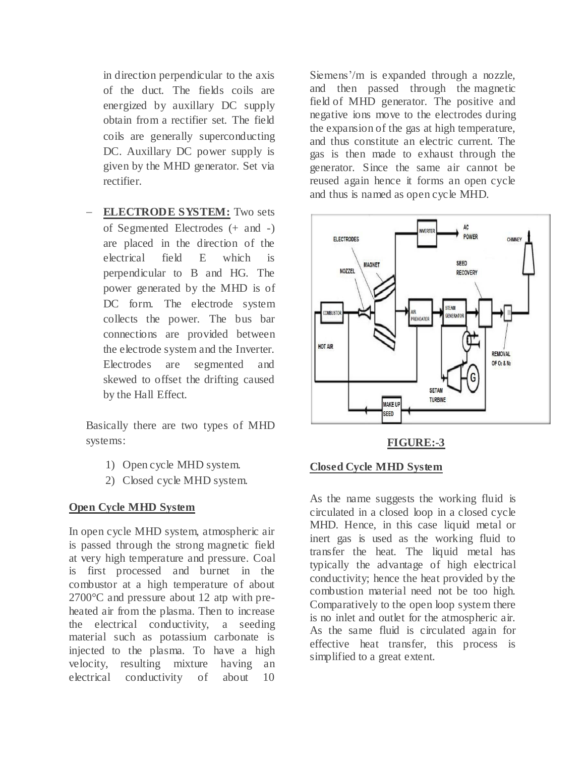in direction perpendicular to the axis of the duct. The fields coils are energized by auxillary DC supply obtain from a rectifier set. The field coils are generally superconducting DC. Auxillary DC power supply is given by the MHD generator. Set via rectifier.

- **ELECTRODE SYSTEM:** Two sets of Segmented Electrodes (+ and -) are placed in the direction of the electrical field E which is perpendicular to B and HG. The power generated by the MHD is of DC form. The electrode system collects the power. The bus bar connections are provided between the electrode system and the Inverter. Electrodes are segmented and skewed to offset the drifting caused by the Hall Effect.

Basically there are two types of MHD systems:

1) Open cycle MHD system.
2) Closed cycle MHD system.

**Open Cycle MHD System**

In open cycle MHD system, atmospheric air is passed through the strong magnetic field at very high temperature and pressure. Coal is first processed and burnet in the combustor at a high temperature of about 2700°C and pressure about 12 atp with pre-heated air from the plasma. Then to increase the electrical conductivity, a seeding material such as potassium carbonate is injected to the plasma. To have a high velocity, resulting mixture having an electrical conductivity of about 10 Siemens'/m is expanded through a nozzle, and then passed through the magnetic field of MHD generator. The positive and negative ions move to the electrodes during the expansion of the gas at high temperature, and thus constitute an electric current. The gas is then made to exhaust through the generator. Since the same air cannot be reused again hence it forms an open cycle and thus is named as open cycle MHD.

**FIGURE:-3**

**Closed Cycle MHD System**

As the name suggests the working fluid is circulated in a closed loop in a closed cycle MHD. Hence, in this case liquid metal or inert gas is used as the working fluid to transfer the heat. The liquid metal has typically the advantage of high electrical conductivity; hence the heat provided by the combustion material need not be too high. Comparatively to the open loop system there is no inlet and outlet for the atmospheric air. As the same fluid is circulated again for effective heat transfer, this process is simplified to a great extent.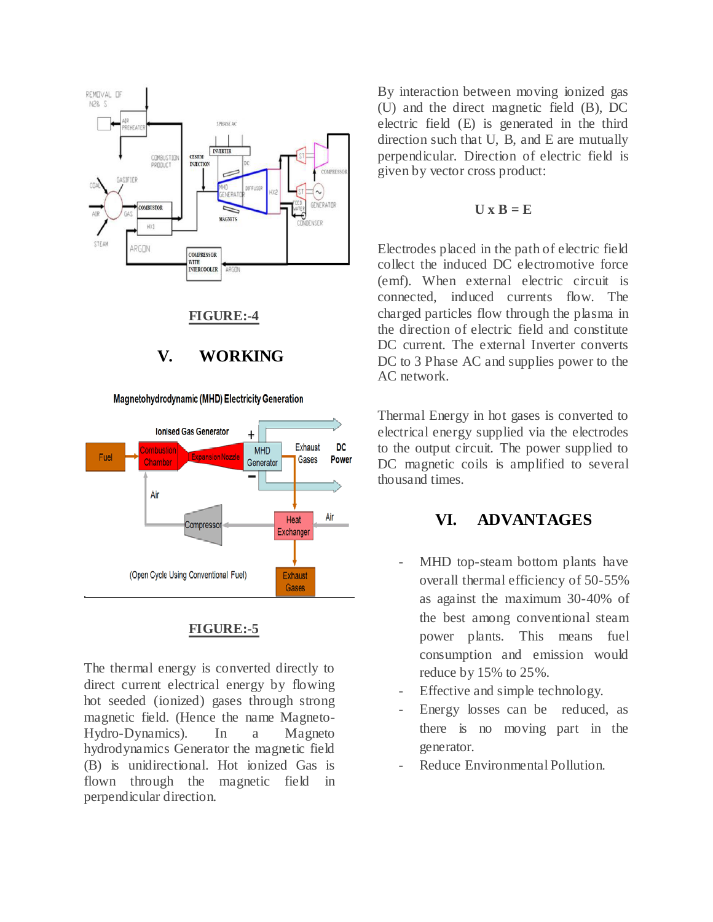FIGURE:-4

## V. WORKING

FIGURE:-5

The thermal energy is converted directly to direct current electrical energy by flowing hot seeded (ionized) gases through strong magnetic field. (Hence the name Magneto-Hydro-Dynamics). In a Magneto hydrodynamics Generator the magnetic field (B) is unidirectional. Hot ionized Gas is flown through the magnetic field in perpendicular direction.

By interaction between moving ionized gas (U) and the direct magnetic field (B), DC electric field (E) is generated in the third direction such that U, B, and E are mutually perpendicular. Direction of electric field is given by vector cross product:

$$\mathbf{U \times B = E}$$

Electrodes placed in the path of electric field collect the induced DC electromotive force (emf). When external electric circuit is connected, induced currents flow. The charged particles flow through the plasma in the direction of electric field and constitute DC current. The external Inverter converts DC to 3 Phase AC and supplies power to the AC network.

Thermal Energy in hot gases is converted to electrical energy supplied via the electrodes to the output circuit. The power supplied to DC magnetic coils is amplified to several thousand times.

## VI. ADVANTAGES

- MHD top-steam bottom plants have overall thermal efficiency of 50-55% as against the maximum 30-40% of the best among conventional steam power plants. This means fuel consumption and emission would reduce by 15% to 25%.
- Effective and simple technology.
- Energy losses can be reduced, as there is no moving part in the generator.
- Reduce Environmental Pollution.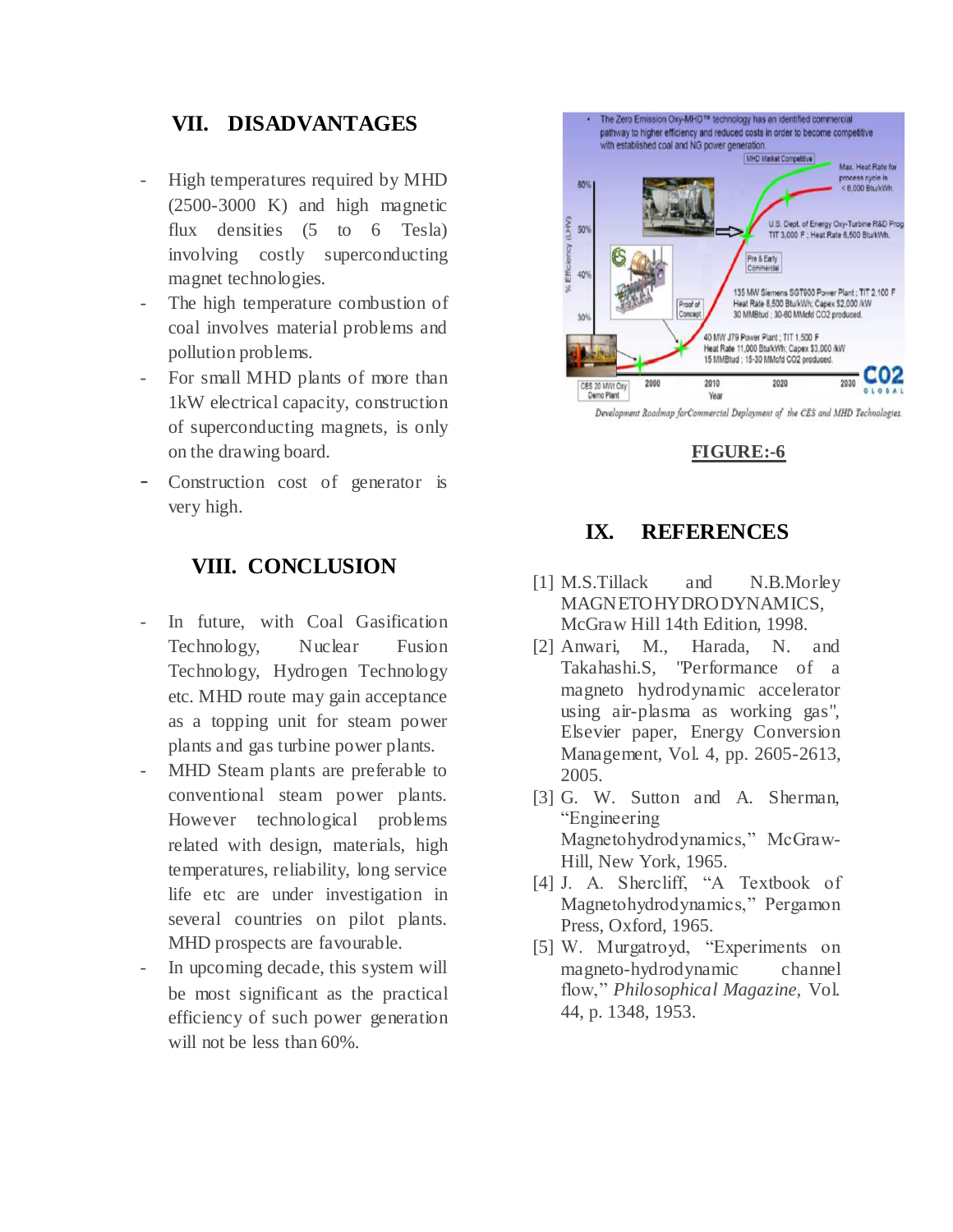## VII. DISADVANTAGES

- High temperatures required by MHD (2500-3000 K) and high magnetic flux densities (5 to 6 Tesla) involving costly superconducting magnet technologies.
- The high temperature combustion of coal involves material problems and pollution problems.
- For small MHD plants of more than 1kW electrical capacity, construction of superconducting magnets, is only on the drawing board.
- Construction cost of generator is very high.

## VIII. CONCLUSION

- In future, with Coal Gasification Technology, Nuclear Fusion Technology, Hydrogen Technology etc. MHD route may gain acceptance as a topping unit for steam power plants and gas turbine power plants.
- MHD Steam plants are preferable to conventional steam power plants. However technological problems related with design, materials, high temperatures, reliability, long service life etc are under investigation in several countries on pilot plants. MHD prospects are favourable.
- In upcoming decade, this system will be most significant as the practical efficiency of such power generation will not be less than 60%.

• The Zero Emission Oxy-MHD™ technology has an identified commercial pathway to higher efficiency and reduced costs in order to become competitive with established coal and NG power generation.

MHD Market Competitive

Max. Heat Rate for process cycle is < 6,000 Btu/kWh.

U.S. Dept. of Energy Oxy-Turbine R&D Prog TIT 3,000 F ; Heat Rate 6,500 Btu/kWh.

Pre & Early Commercial

Proof of Concept

135 MW Siemens SGT900 Power Plant ; TIT 2,100 F Heat Rate 8,500 Btu/kWh; Capex $2,000 /kW 30 MMBtud ; 30-60 MMcfd CO2 produced.

40 MW J79 Power Plant ; TIT 1,500 F Heat Rate 11,000 Btu/kWh; Capex $3,000 /kW 15 MMBtud ; 15-30 MMcfd CO2 produced.

% Efficiency (LHV)

60%

50%

40%

30%

CES 20 MWt Oxy Demo Plant

2000

2010

2020

2030

Year

C02 GLOBAL

*Development Roadmap forCommercial Deployment of the CES and MHD Technologies.*

**FIGURE:-6**

## IX. REFERENCES

[1] M.S.Tillack and N.B.Morley MAGNETOHYDRODYNAMICS, McGraw Hill 14th Edition, 1998.

[2] Anwari, M., Harada, N. and Takahashi.S, "Performance of a magneto hydrodynamic accelerator using air-plasma as working gas", Elsevier paper, Energy Conversion Management, Vol. 4, pp. 2605-2613, 2005.

[3] G. W. Sutton and A. Sherman, "Engineering Magnetohydrodynamics," McGraw-Hill, New York, 1965.

[4] J. A. Shercliff, "A Textbook of Magnetohydrodynamics," Pergamon Press, Oxford, 1965.

[5] W. Murgatroyd, "Experiments on magneto-hydrodynamic channel flow," *Philosophical Magazine,* Vol. 44, p. 1348, 1953.